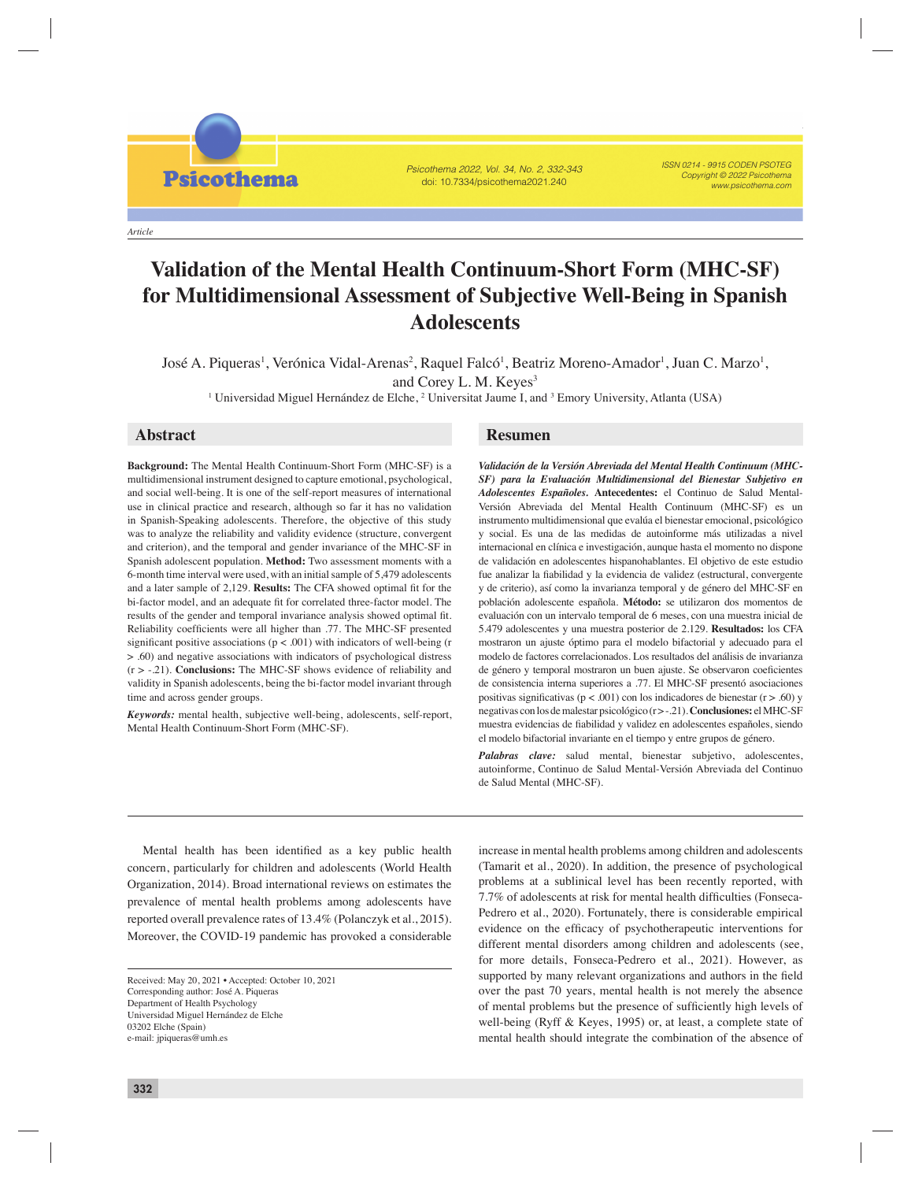Article

# Validation of the Mental Health Continuum-Short Form (MHC-SF) for Multidimensional Assessment of Subjective Well-Being in Spanish Adolescents

José A. Piqueras[1], Verónica Vidal-Arenas[2], Raquel Falcó[1], Beatriz Moreno-Amador[1], Juan C. Marzo[1], and Corey L. M. Keyes[3]

[1] Universidad Miguel Hernández de Elche, [2] Universitat Jaume I, and [3] Emory University, Atlanta (USA)

## Abstract

**Background:** The Mental Health Continuum-Short Form (MHC-SF) is a multidimensional instrument designed to capture emotional, psychological, and social well-being. It is one of the self-report measures of international use in clinical practice and research, although so far it has no validation in Spanish-Speaking adolescents. Therefore, the objective of this study was to analyze the reliability and validity evidence (structure, convergent and criterion), and the temporal and gender invariance of the MHC-SF in Spanish adolescent population. **Method:** Two assessment moments with a 6-month time interval were used, with an initial sample of 5,479 adolescents and a later sample of 2,129. **Results:** The CFA showed optimal fit for the bi-factor model, and an adequate fit for correlated three-factor model. The results of the gender and temporal invariance analysis showed optimal fit. Reliability coefficients were all higher than .77. The MHC-SF presented significant positive associations ($p < .001$) with indicators of well-being ($r > .60$) and negative associations with indicators of psychological distress ($r > -.21$). **Conclusions:** The MHC-SF shows evidence of reliability and validity in Spanish adolescents, being the bi-factor model invariant through time and across gender groups.

***Keywords:*** mental health, subjective well-being, adolescents, self-report, Mental Health Continuum-Short Form (MHC-SF).

## Resumen

***Validación de la Versión Abreviada del Mental Health Continuum (MHC-SF) para la Evaluación Multidimensional del Bienestar Subjetivo en Adolescentes Españoles.*** **Antecedentes:** el Continuo de Salud Mental-Versión Abreviada del Mental Health Continuum (MHC-SF) es un instrumento multidimensional que evalúa el bienestar emocional, psicológico y social. Es una de las medidas de autoinforme más utilizadas a nivel internacional en clínica e investigación, aunque hasta el momento no dispone de validación en adolescentes hispanohablantes. El objetivo de este estudio fue analizar la fiabilidad y la evidencia de validez (estructural, convergente y de criterio), así como la invarianza temporal y de género del MHC-SF en población adolescente española. **Método:** se utilizaron dos momentos de evaluación con un intervalo temporal de 6 meses, con una muestra inicial de 5.479 adolescentes y una muestra posterior de 2.129. **Resultados:** los CFA mostraron un ajuste óptimo para el modelo bifactorial y adecuado para el modelo de factores correlacionados. Los resultados del análisis de invarianza de género y temporal mostraron un buen ajuste. Se observaron coeficientes de consistencia interna superiores a .77. El MHC-SF presentó asociaciones positivas significativas ($p < .001$) con los indicadores de bienestar ($r > .60$) y negativas con los de malestar psicológico ($r > -.21$). **Conclusiones:** el MHC-SF muestra evidencias de fiabilidad y validez en adolescentes españoles, siendo el modelo bifactorial invariante en el tiempo y entre grupos de género.

***Palabras clave:*** salud mental, bienestar subjetivo, adolescentes, autoinforme, Continuo de Salud Mental-Versión Abreviada del Continuo de Salud Mental (MHC-SF).

Mental health has been identified as a key public health concern, particularly for children and adolescents (World Health Organization, 2014). Broad international reviews on estimates the prevalence of mental health problems among adolescents have reported overall prevalence rates of 13.4% (Polanczyk et al., 2015). Moreover, the COVID-19 pandemic has provoked a considerable increase in mental health problems among children and adolescents (Tamarit et al., 2020). In addition, the presence of psychological problems at a sublinical level has been recently reported, with 7.7% of adolescents at risk for mental health difficulties (Fonseca-Pedrero et al., 2020). Fortunately, there is considerable empirical evidence on the efficacy of psychotherapeutic interventions for different mental disorders among children and adolescents (see, for more details, Fonseca-Pedrero et al., 2021). However, as supported by many relevant organizations and authors in the field over the past 70 years, mental health is not merely the absence of mental problems but the presence of sufficiently high levels of well-being (Ryff & Keyes, 1995) or, at least, a complete state of mental health should integrate the combination of the absence of

Received: May 20, 2021 • Accepted: October 10, 2021
Corresponding author: José A. Piqueras
Department of Health Psychology
Universidad Miguel Hernández de Elche
03202 Elche (Spain)
e-mail: jpiqueras@umh.es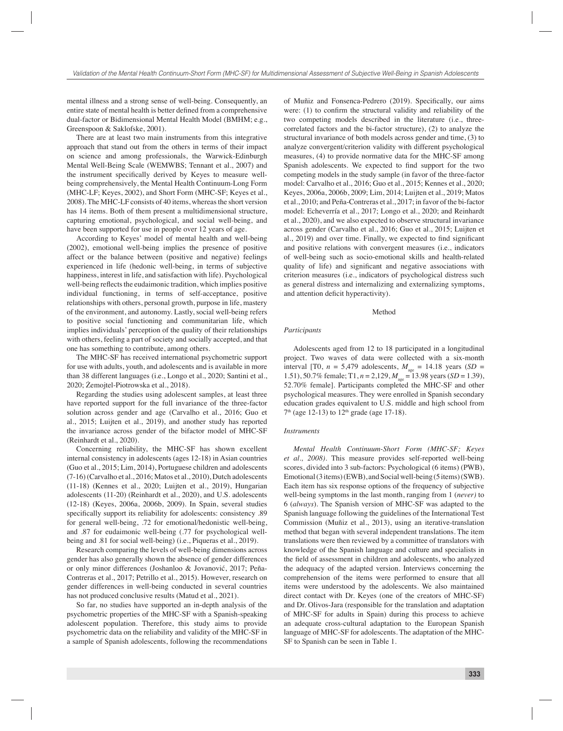mental illness and a strong sense of well-being. Consequently, an entire state of mental health is better defined from a comprehensive dual-factor or Bidimensional Mental Health Model (BMHM; e.g., Greenspoon & Saklofske, 2001).

There are at least two main instruments from this integrative approach that stand out from the others in terms of their impact on science and among professionals, the Warwick-Edinburgh Mental Well-Being Scale (WEMWBS; Tennant et al., 2007) and the instrument specifically derived by Keyes to measure well-being comprehensively, the Mental Health Continuum-Long Form (MHC-LF; Keyes, 2002), and Short Form (MHC-SF; Keyes et al., 2008). The MHC-LF consists of 40 items, whereas the short version has 14 items. Both of them present a multidimensional structure, capturing emotional, psychological, and social well-being, and have been supported for use in people over 12 years of age.

According to Keyes' model of mental health and well-being (2002), emotional well-being implies the presence of positive affect or the balance between (positive and negative) feelings experienced in life (hedonic well-being, in terms of subjective happiness, interest in life, and satisfaction with life). Psychological well-being reflects the eudaimonic tradition, which implies positive individual functioning, in terms of self-acceptance, positive relationships with others, personal growth, purpose in life, mastery of the environment, and autonomy. Lastly, social well-being refers to positive social functioning and communitarian life, which implies individuals' perception of the quality of their relationships with others, feeling a part of society and socially accepted, and that one has something to contribute, among others.

The MHC-SF has received international psychometric support for use with adults, youth, and adolescents and is available in more than 38 different languages (i.e., Longo et al., 2020; Santini et al., 2020; Żemojtel-Piotrowska et al., 2018).

Regarding the studies using adolescent samples, at least three have reported support for the full invariance of the three-factor solution across gender and age (Carvalho et al., 2016; Guo et al., 2015; Luijten et al., 2019), and another study has reported the invariance across gender of the bifactor model of MHC-SF (Reinhardt et al., 2020).

Concerning reliability, the MHC-SF has shown excellent internal consistency in adolescents (ages 12-18) in Asian countries (Guo et al., 2015; Lim, 2014), Portuguese children and adolescents (7-16) (Carvalho et al., 2016; Matos et al., 2010), Dutch adolescents (11-18) (Kennes et al., 2020; Luijten et al., 2019), Hungarian adolescents (11-20) (Reinhardt et al., 2020), and U.S. adolescents (12-18) (Keyes, 2006a, 2006b, 2009). In Spain, several studies specifically support its reliability for adolescents: consistency .89 for general well-being, .72 for emotional/hedonistic well-being, and .87 for eudaimonic well-being (.77 for psychological well-being and .81 for social well-being) (i.e., Piqueras et al., 2019).

Research comparing the levels of well-being dimensions across gender has also generally shown the absence of gender differences or only minor differences (Joshanloo & Jovanović, 2017; Peña-Contreras et al., 2017; Petrillo et al., 2015). However, research on gender differences in well-being conducted in several countries has not produced conclusive results (Matud et al., 2021).

So far, no studies have supported an in-depth analysis of the psychometric properties of the MHC-SF with a Spanish-speaking adolescent population. Therefore, this study aims to provide psychometric data on the reliability and validity of the MHC-SF in a sample of Spanish adolescents, following the recommendations of Muñiz and Fonsenca-Pedrero (2019). Specifically, our aims were: (1) to confirm the structural validity and reliability of the two competing models described in the literature (i.e., three-correlated factors and the bi-factor structure), (2) to analyze the structural invariance of both models across gender and time, (3) to analyze convergent/criterion validity with different psychological measures, (4) to provide normative data for the MHC-SF among Spanish adolescents. We expected to find support for the two competing models in the study sample (in favor of the three-factor model: Carvalho et al., 2016; Guo et al., 2015; Kennes et al., 2020; Keyes, 2006a, 2006b, 2009; Lim, 2014; Luijten et al., 2019; Matos et al., 2010; and Peña-Contreras et al., 2017; in favor of the bi-factor model: Echeverría et al., 2017; Longo et al., 2020; and Reinhardt et al., 2020), and we also expected to observe structural invariance across gender (Carvalho et al., 2016; Guo et al., 2015; Luijten et al., 2019) and over time. Finally, we expected to find significant and positive relations with convergent measures (i.e., indicators of well-being such as socio-emotional skills and health-related quality of life) and significant and negative associations with criterion measures (i.e., indicators of psychological distress such as general distress and internalizing and externalizing symptoms, and attention deficit hyperactivity).

## Method

### *Participants*

Adolescents aged from 12 to 18 participated in a longitudinal project. Two waves of data were collected with a six-month interval [T0, $n$ = 5,479 adolescents, $M_{age}$ = 14.18 years ($SD$ = 1.51), 50.7% female; T1, $n$ = 2,129, $M_{age}$ = 13.98 years ($SD$ = 1.39), 52.70% female]. Participants completed the MHC-SF and other psychological measures. They were enrolled in Spanish secondary education grades equivalent to U.S. middle and high school from 7th (age 12-13) to 12th grade (age 17-18).

### *Instruments*

*Mental Health Continuum-Short Form (MHC-SF; Keyes et al., 2008).* This measure provides self-reported well-being scores, divided into 3 sub-factors: Psychological (6 items) (PWB), Emotional (3 items) (EWB), and Social well-being (5 items) (SWB). Each item has six response options of the frequency of subjective well-being symptoms in the last month, ranging from 1 (*never)* to 6 (*always*). The Spanish version of MHC-SF was adapted to the Spanish language following the guidelines of the International Test Commission (Muñiz et al., 2013), using an iterative-translation method that began with several independent translations. The item translations were then reviewed by a committee of translators with knowledge of the Spanish language and culture and specialists in the field of assessment in children and adolescents, who analyzed the adequacy of the adapted version. Interviews concerning the comprehension of the items were performed to ensure that all items were understood by the adolescents. We also maintained direct contact with Dr. Keyes (one of the creators of MHC-SF) and Dr. Olivos-Jara (responsible for the translation and adaptation of MHC-SF for adults in Spain) during this process to achieve an adequate cross-cultural adaptation to the European Spanish language of MHC-SF for adolescents. The adaptation of the MHC-SF to Spanish can be seen in Table 1.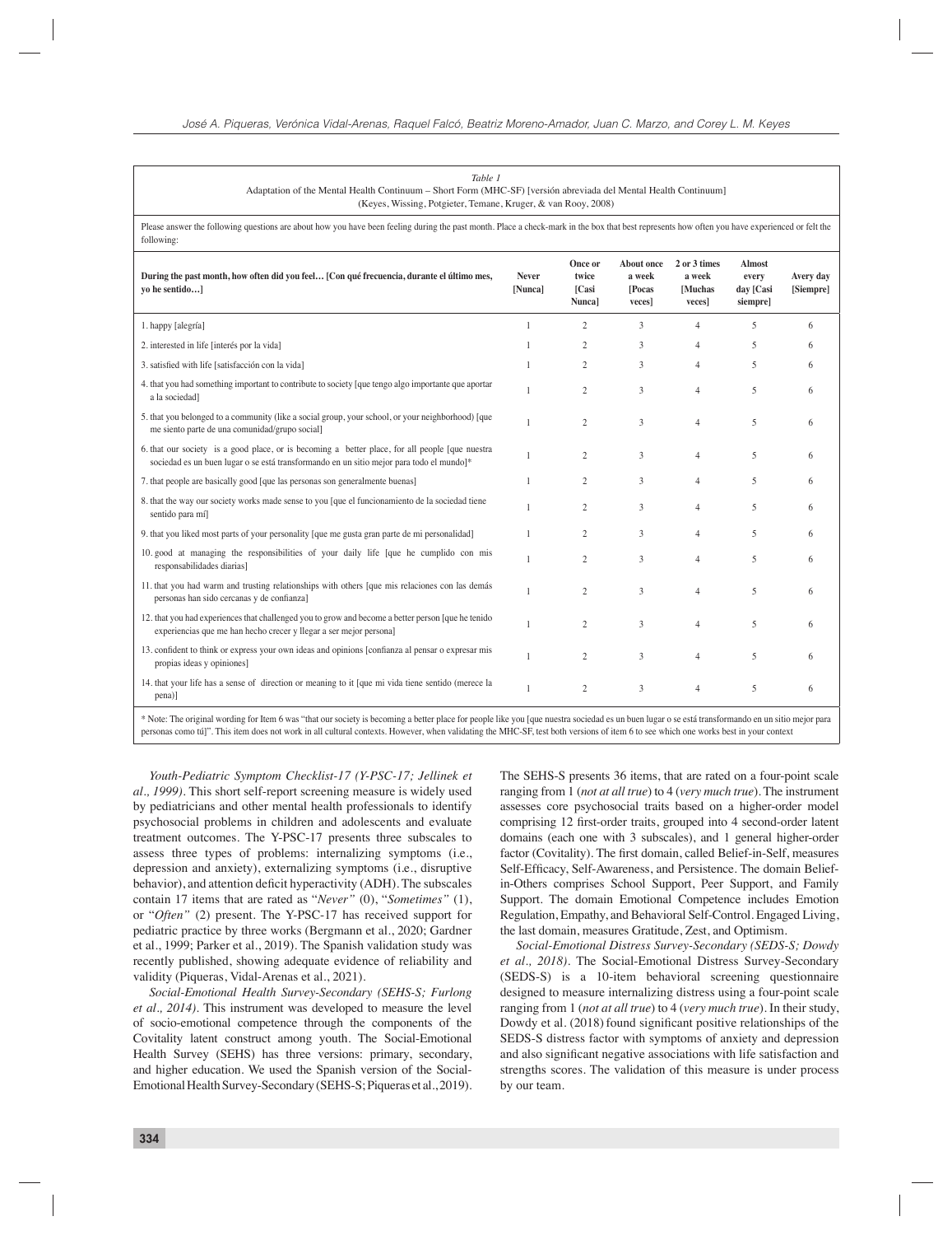*Table 1*
Adaptation of the Mental Health Continuum – Short Form (MHC-SF) [versión abreviada del Mental Health Continuum]
(Keyes, Wissing, Potgieter, Temane, Kruger, & van Rooy, 2008)

Please answer the following questions are about how you have been feeling during the past month. Place a check-mark in the box that best represents how often you have experienced or felt the following:

| During the past month, how often did you feel… [Con qué frecuencia, durante el último mes, yo he sentido…] | Never [Nunca] | Once or twice [Casi Nunca] | About once a week [Pocas veces] | 2 or 3 times a week [Muchas veces] | Almost every day [Casi siempre] | Avery day [Siempre] |
|---|---|---|---|---|---|---|
| 1. happy [alegría] | 1 | 2 | 3 | 4 | 5 | 6 |
| 2. interested in life [interés por la vida] | 1 | 2 | 3 | 4 | 5 | 6 |
| 3. satisfied with life [satisfacción con la vida] | 1 | 2 | 3 | 4 | 5 | 6 |
| 4. that you had something important to contribute to society [que tengo algo importante que aportar a la sociedad] | 1 | 2 | 3 | 4 | 5 | 6 |
| 5. that you belonged to a community (like a social group, your school, or your neighborhood) [que me siento parte de una comunidad/grupo social] | 1 | 2 | 3 | 4 | 5 | 6 |
| 6. that our society is a good place, or is becoming a better place, for all people [que nuestra sociedad es un buen lugar o se está transformando en un sitio mejor para todo el mundo]* | 1 | 2 | 3 | 4 | 5 | 6 |
| 7. that people are basically good [que las personas son generalmente buenas] | 1 | 2 | 3 | 4 | 5 | 6 |
| 8. that the way our society works made sense to you [que el funcionamiento de la sociedad tiene sentido para mí] | 1 | 2 | 3 | 4 | 5 | 6 |
| 9. that you liked most parts of your personality [que me gusta gran parte de mi personalidad] | 1 | 2 | 3 | 4 | 5 | 6 |
| 10. good at managing the responsibilities of your daily life [que he cumplido con mis responsabilidades diarias] | 1 | 2 | 3 | 4 | 5 | 6 |
| 11. that you had warm and trusting relationships with others [que mis relaciones con las demás personas han sido cercanas y de confianza] | 1 | 2 | 3 | 4 | 5 | 6 |
| 12. that you had experiences that challenged you to grow and become a better person [que he tenido experiencias que me han hecho crecer y llegar a ser mejor persona] | 1 | 2 | 3 | 4 | 5 | 6 |
| 13. confident to think or express your own ideas and opinions [confianza al pensar o expresar mis propias ideas y opiniones] | 1 | 2 | 3 | 4 | 5 | 6 |
| 14. that your life has a sense of direction or meaning to it [que mi vida tiene sentido (merece la pena)] | 1 | 2 | 3 | 4 | 5 | 6 |

* Note: The original wording for Item 6 was "that our society is becoming a better place for people like you [que nuestra sociedad es un buen lugar o se está transformando en un sitio mejor para personas como tú]". This item does not work in all cultural contexts. However, when validating the MHC-SF, test both versions of item 6 to see which one works best in your context

*Youth-Pediatric Symptom Checklist-17 (Y-PSC-17; Jellinek et al., 1999).* This short self-report screening measure is widely used by pediatricians and other mental health professionals to identify psychosocial problems in children and adolescents and evaluate treatment outcomes. The Y-PSC-17 presents three subscales to assess three types of problems: internalizing symptoms (i.e., depression and anxiety), externalizing symptoms (i.e., disruptive behavior), and attention deficit hyperactivity (ADH). The subscales contain 17 items that are rated as "*Never"* (0), "*Sometimes"* (1), or "*Often"* (2) present. The Y-PSC-17 has received support for pediatric practice by three works (Bergmann et al., 2020; Gardner et al., 1999; Parker et al., 2019). The Spanish validation study was recently published, showing adequate evidence of reliability and validity (Piqueras, Vidal-Arenas et al., 2021).

*Social-Emotional Health Survey-Secondary (SEHS-S; Furlong et al., 2014).* This instrument was developed to measure the level of socio-emotional competence through the components of the Covitality latent construct among youth. The Social-Emotional Health Survey (SEHS) has three versions: primary, secondary, and higher education. We used the Spanish version of the Social-Emotional Health Survey-Secondary (SEHS-S; Piqueras et al., 2019). The SEHS-S presents 36 items, that are rated on a four-point scale ranging from 1 (*not at all true*) to 4 (*very much true*). The instrument assesses core psychosocial traits based on a higher-order model comprising 12 first-order traits, grouped into 4 second-order latent domains (each one with 3 subscales), and 1 general higher-order factor (Covitality). The first domain, called Belief-in-Self, measures Self-Efficacy, Self-Awareness, and Persistence. The domain Belief-in-Others comprises School Support, Peer Support, and Family Support. The domain Emotional Competence includes Emotion Regulation, Empathy, and Behavioral Self-Control. Engaged Living, the last domain, measures Gratitude, Zest, and Optimism.

*Social-Emotional Distress Survey-Secondary (SEDS-S; Dowdy et al., 2018).* The Social-Emotional Distress Survey-Secondary (SEDS-S) is a 10-item behavioral screening questionnaire designed to measure internalizing distress using a four-point scale ranging from 1 (*not at all true*) to 4 (*very much true*). In their study, Dowdy et al. (2018) found significant positive relationships of the SEDS-S distress factor with symptoms of anxiety and depression and also significant negative associations with life satisfaction and strengths scores. The validation of this measure is under process by our team.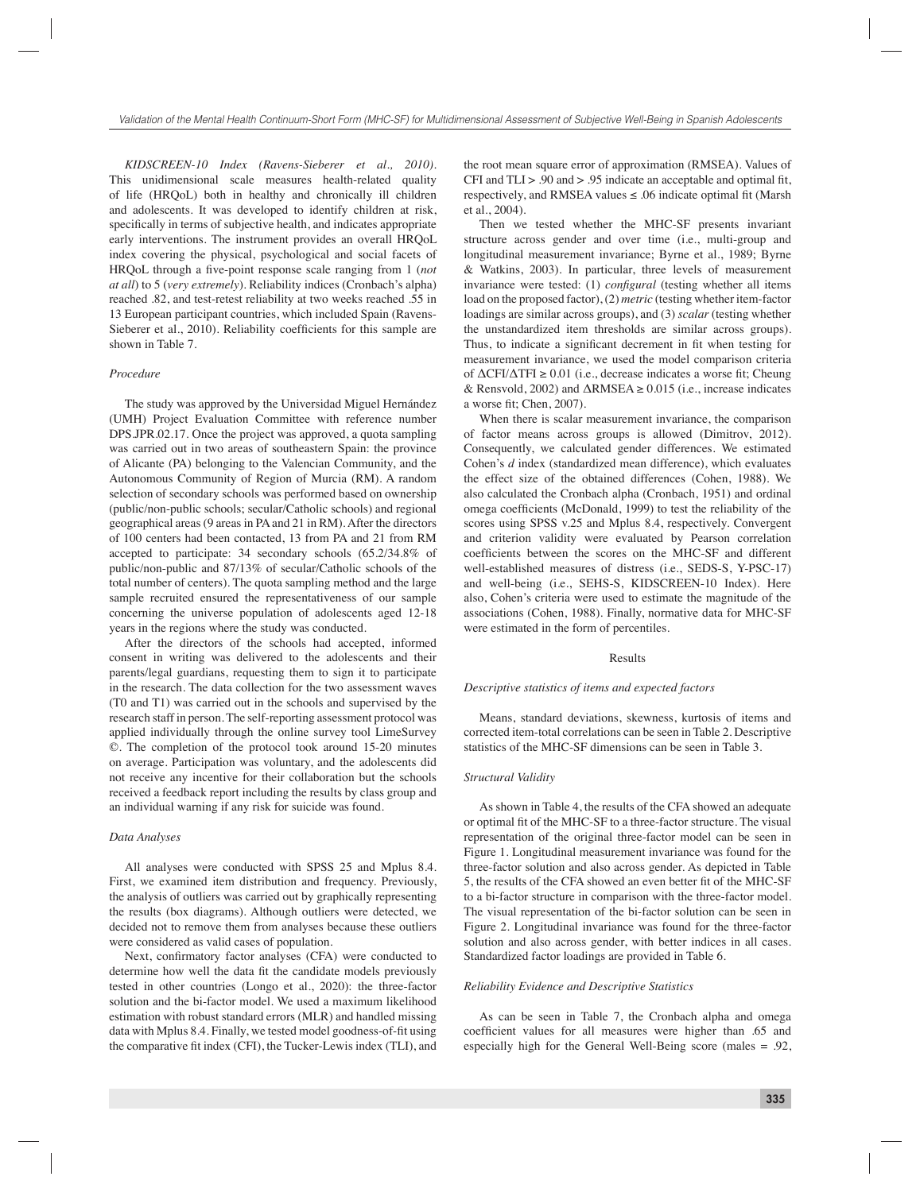*KIDSCREEN-10 Index (Ravens-Sieberer et al., 2010).* This unidimensional scale measures health-related quality of life (HRQoL) both in healthy and chronically ill children and adolescents. It was developed to identify children at risk, specifically in terms of subjective health, and indicates appropriate early interventions. The instrument provides an overall HRQoL index covering the physical, psychological and social facets of HRQoL through a five-point response scale ranging from 1 (*not at all*) to 5 (*very extremely*). Reliability indices (Cronbach's alpha) reached .82, and test-retest reliability at two weeks reached .55 in 13 European participant countries, which included Spain (Ravens-Sieberer et al., 2010). Reliability coefficients for this sample are shown in Table 7.

### *Procedure*

The study was approved by the Universidad Miguel Hernández (UMH) Project Evaluation Committee with reference number DPS.JPR.02.17. Once the project was approved, a quota sampling was carried out in two areas of southeastern Spain: the province of Alicante (PA) belonging to the Valencian Community, and the Autonomous Community of Region of Murcia (RM). A random selection of secondary schools was performed based on ownership (public/non-public schools; secular/Catholic schools) and regional geographical areas (9 areas in PA and 21 in RM). After the directors of 100 centers had been contacted, 13 from PA and 21 from RM accepted to participate: 34 secondary schools (65.2/34.8% of public/non-public and 87/13% of secular/Catholic schools of the total number of centers). The quota sampling method and the large sample recruited ensured the representativeness of our sample concerning the universe population of adolescents aged 12-18 years in the regions where the study was conducted.

After the directors of the schools had accepted, informed consent in writing was delivered to the adolescents and their parents/legal guardians, requesting them to sign it to participate in the research. The data collection for the two assessment waves (T0 and T1) was carried out in the schools and supervised by the research staff in person. The self-reporting assessment protocol was applied individually through the online survey tool LimeSurvey ©. The completion of the protocol took around 15-20 minutes on average. Participation was voluntary, and the adolescents did not receive any incentive for their collaboration but the schools received a feedback report including the results by class group and an individual warning if any risk for suicide was found.

### *Data Analyses*

All analyses were conducted with SPSS 25 and Mplus 8.4. First, we examined item distribution and frequency. Previously, the analysis of outliers was carried out by graphically representing the results (box diagrams). Although outliers were detected, we decided not to remove them from analyses because these outliers were considered as valid cases of population.

Next, confirmatory factor analyses (CFA) were conducted to determine how well the data fit the candidate models previously tested in other countries (Longo et al., 2020): the three-factor solution and the bi-factor model. We used a maximum likelihood estimation with robust standard errors (MLR) and handled missing data with Mplus 8.4. Finally, we tested model goodness-of-fit using the comparative fit index (CFI), the Tucker-Lewis index (TLI), and the root mean square error of approximation (RMSEA). Values of CFI and TLI > .90 and > .95 indicate an acceptable and optimal fit, respectively, and RMSEA values ≤ .06 indicate optimal fit (Marsh et al., 2004).

Then we tested whether the MHC-SF presents invariant structure across gender and over time (i.e., multi-group and longitudinal measurement invariance; Byrne et al., 1989; Byrne & Watkins, 2003). In particular, three levels of measurement invariance were tested: (1) *configural* (testing whether all items load on the proposed factor), (2) *metric* (testing whether item-factor loadings are similar across groups), and (3) *scalar* (testing whether the unstandardized item thresholds are similar across groups). Thus, to indicate a significant decrement in fit when testing for measurement invariance, we used the model comparison criteria of $\Delta CFI/\Delta TFI \geq 0.01$ (i.e., decrease indicates a worse fit; Cheung & Rensvold, 2002) and $\Delta RMSEA \geq 0.015$ (i.e., increase indicates a worse fit; Chen, 2007).

When there is scalar measurement invariance, the comparison of factor means across groups is allowed (Dimitrov, 2012). Consequently, we calculated gender differences. We estimated Cohen's *d* index (standardized mean difference), which evaluates the effect size of the obtained differences (Cohen, 1988). We also calculated the Cronbach alpha (Cronbach, 1951) and ordinal omega coefficients (McDonald, 1999) to test the reliability of the scores using SPSS v.25 and Mplus 8.4, respectively. Convergent and criterion validity were evaluated by Pearson correlation coefficients between the scores on the MHC-SF and different well-established measures of distress (i.e., SEDS-S, Y-PSC-17) and well-being (i.e., SEHS-S, KIDSCREEN-10 Index). Here also, Cohen's criteria were used to estimate the magnitude of the associations (Cohen, 1988). Finally, normative data for MHC-SF were estimated in the form of percentiles.

## Results

### *Descriptive statistics of items and expected factors*

Means, standard deviations, skewness, kurtosis of items and corrected item-total correlations can be seen in Table 2. Descriptive statistics of the MHC-SF dimensions can be seen in Table 3.

### *Structural Validity*

As shown in Table 4, the results of the CFA showed an adequate or optimal fit of the MHC-SF to a three-factor structure. The visual representation of the original three-factor model can be seen in Figure 1. Longitudinal measurement invariance was found for the three-factor solution and also across gender. As depicted in Table 5, the results of the CFA showed an even better fit of the MHC-SF to a bi-factor structure in comparison with the three-factor model. The visual representation of the bi-factor solution can be seen in Figure 2. Longitudinal invariance was found for the three-factor solution and also across gender, with better indices in all cases. Standardized factor loadings are provided in Table 6.

### *Reliability Evidence and Descriptive Statistics*

As can be seen in Table 7, the Cronbach alpha and omega coefficient values for all measures were higher than .65 and especially high for the General Well-Being score (males = .92,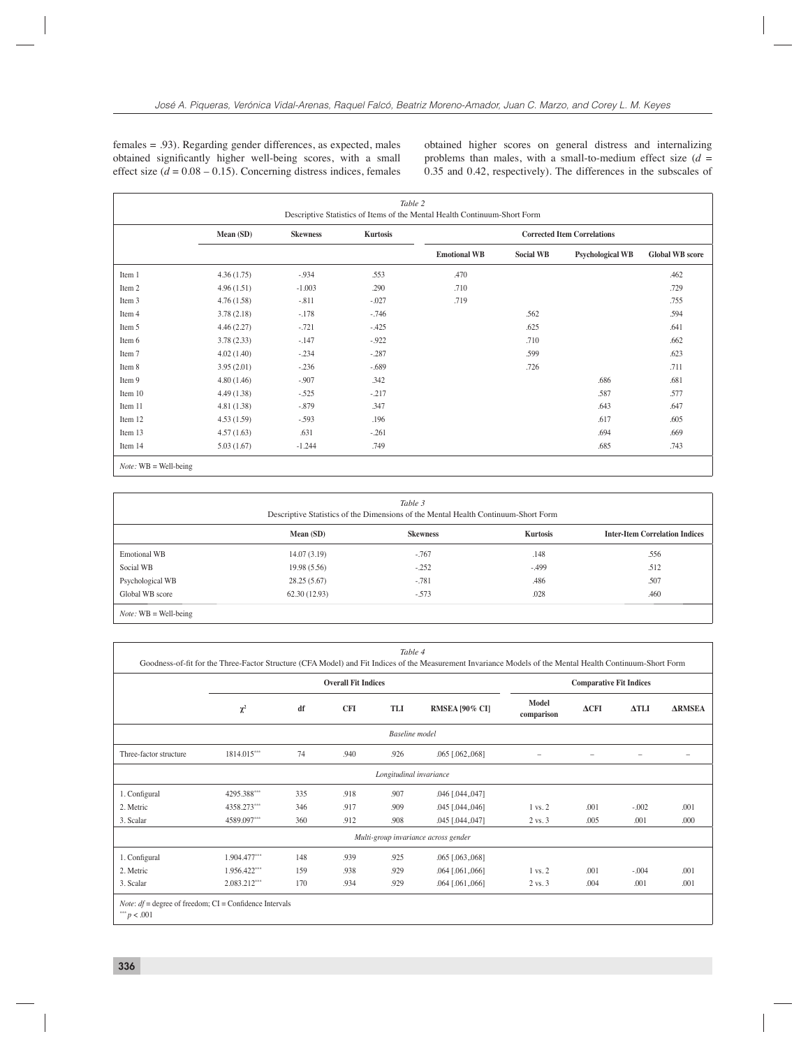females = .93). Regarding gender differences, as expected, males obtained significantly higher well-being scores, with a small effect size ($d$ = 0.08 – 0.15). Concerning distress indices, females obtained higher scores on general distress and internalizing problems than males, with a small-to-medium effect size ($d$ = 0.35 and 0.42, respectively). The differences in the subscales of

*Table 2*
Descriptive Statistics of Items of the Mental Health Continuum-Short Form

| | Mean (SD) | Skewness | Kurtosis | Corrected Item Correlations | | | |
|---|---|---|---|---|---|---|---|
| | | | | Emotional WB | Social WB | Psychological WB | Global WB score |
| Item 1 | 4.36 (1.75) | -.934 | .553 | .470 | | | .462 |
| Item 2 | 4.96 (1.51) | -1.003 | .290 | .710 | | | .729 |
| Item 3 | 4.76 (1.58) | -.811 | -.027 | .719 | | | .755 |
| Item 4 | 3.78 (2.18) | -.178 | -.746 | | .562 | | .594 |
| Item 5 | 4.46 (2.27) | -.721 | -.425 | | .625 | | .641 |
| Item 6 | 3.78 (2.33) | -.147 | -.922 | | .710 | | .662 |
| Item 7 | 4.02 (1.40) | -.234 | -.287 | | .599 | | .623 |
| Item 8 | 3.95 (2.01) | -.236 | -.689 | | .726 | | .711 |
| Item 9 | 4.80 (1.46) | -.907 | .342 | | | .686 | .681 |
| Item 10 | 4.49 (1.38) | -.525 | -.217 | | | .587 | .577 |
| Item 11 | 4.81 (1.38) | -.879 | .347 | | | .643 | .647 |
| Item 12 | 4.53 (1.59) | -.593 | .196 | | | .617 | .605 |
| Item 13 | 4.57 (1.63) | .631 | -.261 | | | .694 | .669 |
| Item 14 | 5.03 (1.67) | -1.244 | .749 | | | .685 | .743 |

*Note:* WB = Well-being

*Table 3*
Descriptive Statistics of the Dimensions of the Mental Health Continuum-Short Form

| | Mean (SD) | Skewness | Kurtosis | Inter-Item Correlation Indices |
|---|---|---|---|---|
| Emotional WB | 14.07 (3.19) | -.767 | .148 | .556 |
| Social WB | 19.98 (5.56) | -.252 | -.499 | .512 |
| Psychological WB | 28.25 (5.67) | -.781 | .486 | .507 |
| Global WB score | 62.30 (12.93) | -.573 | .028 | .460 |

*Note:* WB = Well-being

*Table 4*
Goodness-of-fit for the Three-Factor Structure (CFA Model) and Fit Indices of the Measurement Invariance Models of the Mental Health Continuum-Short Form

| | Overall Fit Indices | | | | | Comparative Fit Indices | | | |
|---|---|---|---|---|---|---|---|---|---|
| | $\chi^2$ | df | CFI | TLI | RMSEA [90% CI] | Model comparison | ΔCFI | ΔTLI | ΔRMSEA |
| *Baseline model* | | | | | | | | | |
| Three-factor structure | 1814.015*** | 74 | .940 | .926 | .065 [.062,.068] | – | – | – | – |
| *Longitudinal invariance* | | | | | | | | | |
| 1. Configural | 4295.388*** | 335 | .918 | .907 | .046 [.044,.047] | | | | |
| 2. Metric | 4358.273*** | 346 | .917 | .909 | .045 [.044,.046] | 1 vs. 2 | .001 | -.002 | .001 |
| 3. Scalar | 4589.097*** | 360 | .912 | .908 | .045 [.044,.047] | 2 vs. 3 | .005 | .001 | .000 |
| *Multi-group invariance across gender* | | | | | | | | | |
| 1. Configural | 1.904.477*** | 148 | .939 | .925 | .065 [.063,.068] | | | | |
| 2. Metric | 1.956.422*** | 159 | .938 | .929 | .064 [.061,.066] | 1 vs. 2 | .001 | -.004 | .001 |
| 3. Scalar | 2.083.212*** | 170 | .934 | .929 | .064 [.061,.066] | 2 vs. 3 | .004 | .001 | .001 |

*Note*: $df$ = degree of freedom; CI = Confidence Intervals
*** $p < .001$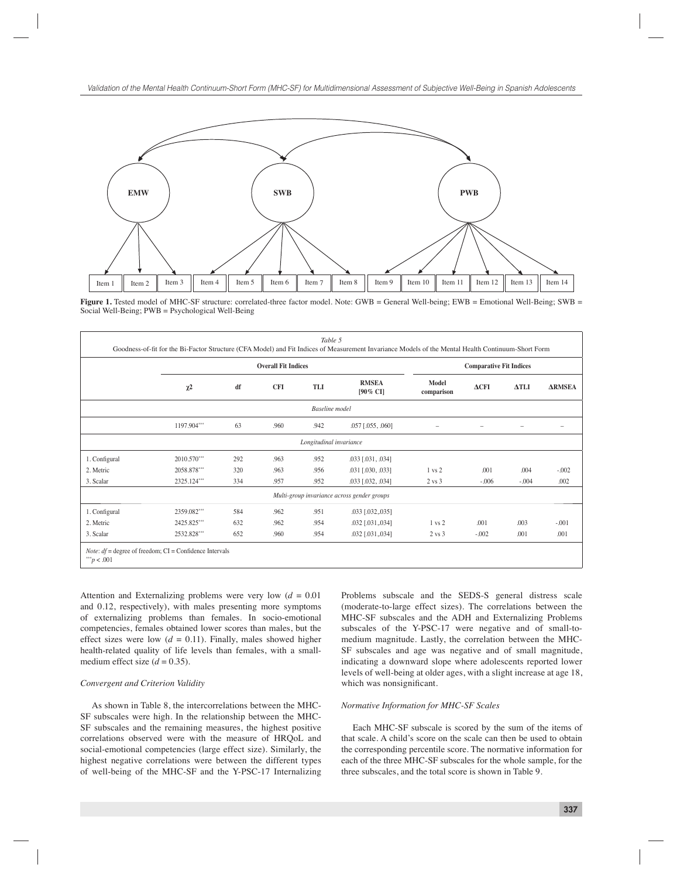Figure 1. Tested model of MHC-SF structure: correlated-three factor model. Note: GWB = General Well-being; EWB = Emotional Well-Being; SWB = Social Well-Being; PWB = Psychological Well-Being

*Table 5*
Goodness-of-fit for the Bi-Factor Structure (CFA Model) and Fit Indices of Measurement Invariance Models of the Mental Health Continuum-Short Form

| | Overall Fit Indices | | | | | Comparative Fit Indices | | | |
|---|---|---|---|---|---|---|---|---|---|
| | $\chi^2$ | df | CFI | TLI | RMSEA [90% CI] | Model comparison | ΔCFI | ΔTLI | ΔRMSEA |
| *Baseline model* | | | | | | | | | |
| | 1197.904*** | 63 | .960 | .942 | .057 [.055, .060] | – | – | – | – |
| *Longitudinal invariance* | | | | | | | | | |
| 1. Configural | 2010.570*** | 292 | .963 | .952 | .033 [.031, .034] | | | | |
| 2. Metric | 2058.878*** | 320 | .963 | .956 | .031 [.030, .033] | 1 vs 2 | .001 | .004 | -.002 |
| 3. Scalar | 2325.124*** | 334 | .957 | .952 | .033 [.032, .034] | 2 vs 3 | -.006 | -.004 | .002 |
| *Multi-group invariance across gender groups* | | | | | | | | | |
| 1. Configural | 2359.082*** | 584 | .962 | .951 | .033 [.032,.035] | | | | |
| 2. Metric | 2425.825*** | 632 | .962 | .954 | .032 [.031,.034] | 1 vs 2 | .001 | .003 | -.001 |
| 3. Scalar | 2532.828*** | 652 | .960 | .954 | .032 [.031,.034] | 2 vs 3 | -.002 | .001 | .001 |

*Note*: *df* = degree of freedom; CI = Confidence Intervals
***$p < .001$

Attention and Externalizing problems were very low ($d = 0.01$ and $0.12$, respectively), with males presenting more symptoms of externalizing problems than females. In socio-emotional competencies, females obtained lower scores than males, but the effect sizes were low ($d = 0.11$). Finally, males showed higher health-related quality of life levels than females, with a small-medium effect size ($d = 0.35$).

### *Convergent and Criterion Validity*

As shown in Table 8, the intercorrelations between the MHC-SF subscales were high. In the relationship between the MHC-SF subscales and the remaining measures, the highest positive correlations observed were with the measure of HRQoL and social-emotional competencies (large effect size). Similarly, the highest negative correlations were between the different types of well-being of the MHC-SF and the Y-PSC-17 Internalizing Problems subscale and the SEDS-S general distress scale (moderate-to-large effect sizes). The correlations between the MHC-SF subscales and the ADH and Externalizing Problems subscales of the Y-PSC-17 were negative and of small-to-medium magnitude. Lastly, the correlation between the MHC-SF subscales and age was negative and of small magnitude, indicating a downward slope where adolescents reported lower levels of well-being at older ages, with a slight increase at age 18, which was nonsignificant.

### *Normative Information for MHC-SF Scales*

Each MHC-SF subscale is scored by the sum of the items of that scale. A child's score on the scale can then be used to obtain the corresponding percentile score. The normative information for each of the three MHC-SF subscales for the whole sample, for the three subscales, and the total score is shown in Table 9.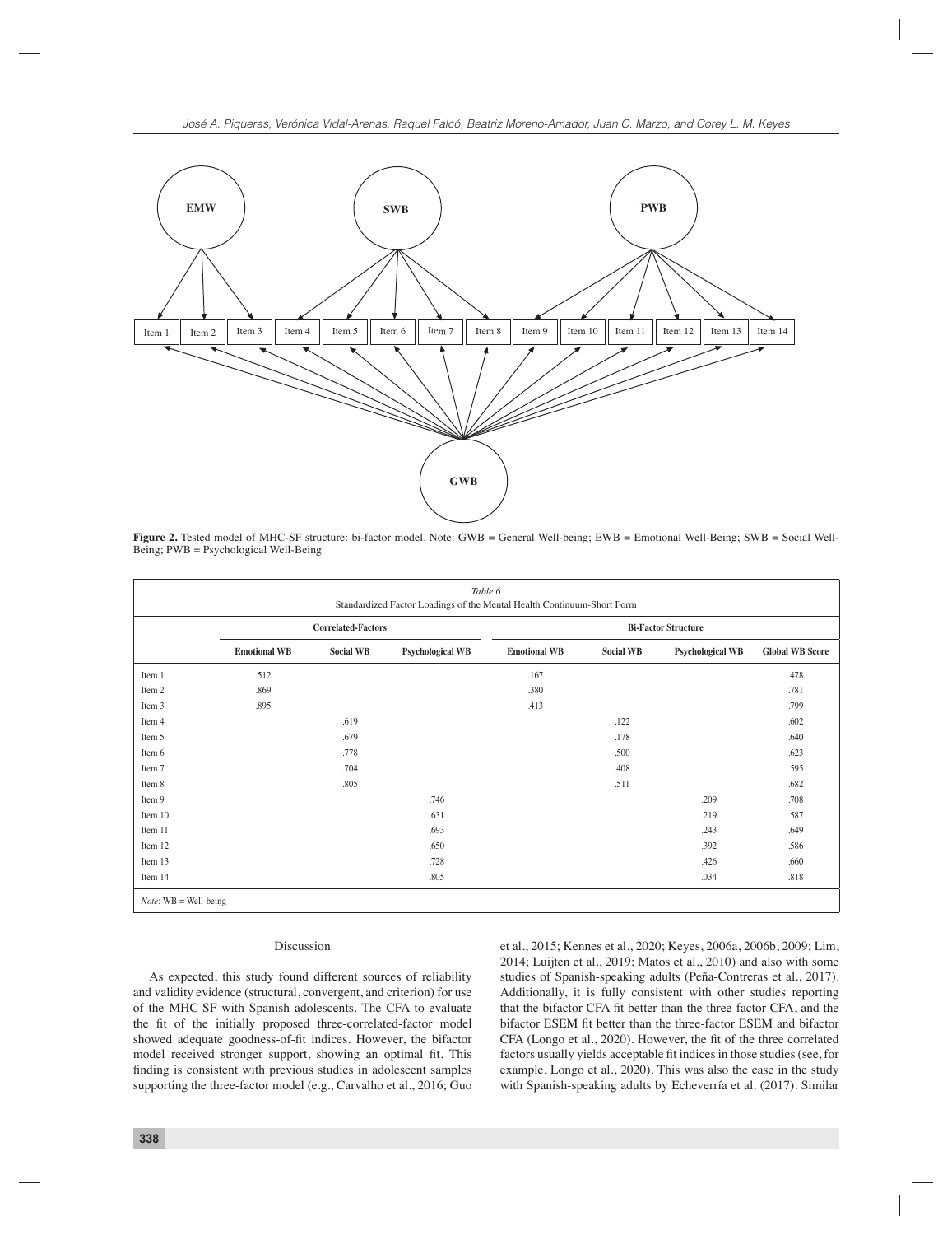**Figure 2.** Tested model of MHC-SF structure: bi-factor model. Note: GWB = General Well-being; EWB = Emotional Well-Being; SWB = Social Well-Being; PWB = Psychological Well-Being

*Table 6*
Standardized Factor Loadings of the Mental Health Continuum-Short Form

| | Correlated-Factors | | | Bi-Factor Structure | | | |
|---|---|---|---|---|---|---|---|
| | **Emotional WB** | **Social WB** | **Psychological WB** | **Emotional WB** | **Social WB** | **Psychological WB** | **Global WB Score** |
| Item 1 | .512 | | | .167 | | | .478 |
| Item 2 | .869 | | | .380 | | | .781 |
| Item 3 | .895 | | | .413 | | | .799 |
| Item 4 | | .619 | | | .122 | | .602 |
| Item 5 | | .679 | | | .178 | | .640 |
| Item 6 | | .778 | | | .500 | | .623 |
| Item 7 | | .704 | | | .408 | | .595 |
| Item 8 | | .805 | | | .511 | | .682 |
| Item 9 | | | .746 | | | .209 | .708 |
| Item 10 | | | .631 | | | .219 | .587 |
| Item 11 | | | .693 | | | .243 | .649 |
| Item 12 | | | .650 | | | .392 | .586 |
| Item 13 | | | .728 | | | .426 | .660 |
| Item 14 | | | .805 | | | .034 | .818 |

*Note*: WB = Well-being

## Discussion

As expected, this study found different sources of reliability and validity evidence (structural, convergent, and criterion) for use of the MHC-SF with Spanish adolescents. The CFA to evaluate the fit of the initially proposed three-correlated-factor model showed adequate goodness-of-fit indices. However, the bifactor model received stronger support, showing an optimal fit. This finding is consistent with previous studies in adolescent samples supporting the three-factor model (e.g., Carvalho et al., 2016; Guo et al., 2015; Kennes et al., 2020; Keyes, 2006a, 2006b, 2009; Lim, 2014; Luijten et al., 2019; Matos et al., 2010) and also with some studies of Spanish-speaking adults (Peña-Contreras et al., 2017). Additionally, it is fully consistent with other studies reporting that the bifactor CFA fit better than the three-factor CFA, and the bifactor ESEM fit better than the three-factor ESEM and bifactor CFA (Longo et al., 2020). However, the fit of the three correlated factors usually yields acceptable fit indices in those studies (see, for example, Longo et al., 2020). This was also the case in the study with Spanish-speaking adults by Echeverría et al. (2017). Similar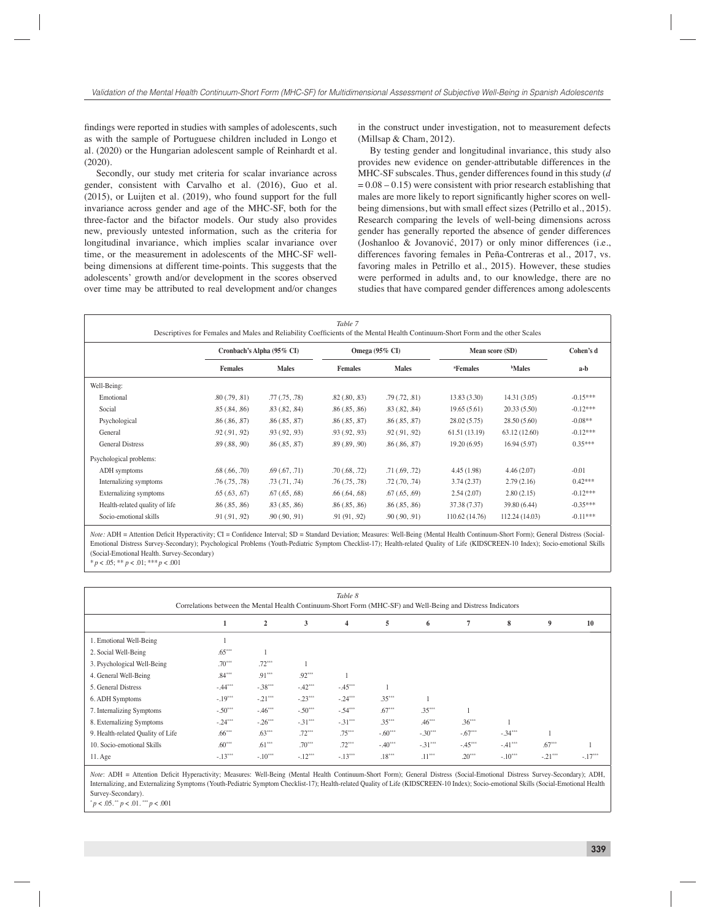findings were reported in studies with samples of adolescents, such as with the sample of Portuguese children included in Longo et al. (2020) or the Hungarian adolescent sample of Reinhardt et al. (2020).

Secondly, our study met criteria for scalar invariance across gender, consistent with Carvalho et al. (2016), Guo et al. (2015), or Luijten et al. (2019), who found support for the full invariance across gender and age of the MHC-SF, both for the three-factor and the bifactor models. Our study also provides new, previously untested information, such as the criteria for longitudinal invariance, which implies scalar invariance over time, or the measurement in adolescents of the MHC-SF well-being dimensions at different time-points. This suggests that the adolescents' growth and/or development in the scores observed over time may be attributed to real development and/or changes in the construct under investigation, not to measurement defects (Millsap & Cham, 2012).

By testing gender and longitudinal invariance, this study also provides new evidence on gender-attributable differences in the MHC-SF subscales. Thus, gender differences found in this study ($d = 0.08 – 0.15$) were consistent with prior research establishing that males are more likely to report significantly higher scores on well-being dimensions, but with small effect sizes (Petrillo et al., 2015). Research comparing the levels of well-being dimensions across gender has generally reported the absence of gender differences (Joshanloo & Jovanović, 2017) or only minor differences (i.e., differences favoring females in Peña-Contreras et al., 2017, vs. favoring males in Petrillo et al., 2015). However, these studies were performed in adults and, to our knowledge, there are no studies that have compared gender differences among adolescents

*Table 7*
Descriptives for Females and Males and Reliability Coefficients of the Mental Health Continuum-Short Form and the other Scales

| | Cronbach's Alpha (95% CI) | | Omega (95% CI) | | Mean score (SD) | | Cohen's d |
|---|---|---|---|---|---|---|---|
| | Females | Males | Females | Males | [a]Females | [b]Males | a-b |
| Well-Being: | | | | | | | |
| Emotional | .80 (.79, .81) | .77 (.75, .78) | .82 (.80, .83) | .79 (.72, .81) | 13.83 (3.30) | 14.31 (3.05) | -0.15*** |
| Social | .85 (.84, .86) | .83 (.82, .84) | .86 (.85, .86) | .83 (.82, .84) | 19.65 (5.61) | 20.33 (5.50) | -0.12*** |
| Psychological | .86 (.86, .87) | .86 (.85, .87) | .86 (.85, .87) | .86 (.85, .87) | 28.02 (5.75) | 28.50 (5.60) | -0.08** |
| General | .92 (.91, .92) | .93 (.92, .93) | .93 (.92, .93) | .92 (.91, .92) | 61.51 (13.19) | 63.12 (12.60) | -0.12*** |
| General Distress | .89 (.88, .90) | .86 (.85, .87) | .89 (.89, .90) | .86 (.86, .87) | 19.20 (6.95) | 16.94 (5.97) | 0.35*** |
| Psychological problems: | | | | | | | |
| ADH symptoms | .68 (.66, .70) | .69 (.67, .71) | .70 (.68, .72) | .71 (.69, .72) | 4.45 (1.98) | 4.46 (2.07) | -0.01 |
| Internalizing symptoms | .76 (.75, .78) | .73 (.71, .74) | .76 (.75, .78) | .72 (.70, .74) | 3.74 (2.37) | 2.79 (2.16) | 0.42*** |
| Externalizing symptoms | .65 (.63, .67) | .67 (.65, .68) | .66 (.64, .68) | .67 (.65, .69) | 2.54 (2.07) | 2.80 (2.15) | -0.12*** |
| Health-related quality of life | .86 (.85, .86) | .83 (.85, .86) | .86 (.85, .86) | .86 (.85, .86) | 37.38 (7.37) | 39.80 (6.44) | -0.35*** |
| Socio-emotional skills | .91 (.91, .92) | .90 (.90, .91) | .91 (91, .92) | .90 (.90, .91) | 110.62 (14.76) | 112.24 (14.03) | -0.11*** |

*Note:* ADH = Attention Deficit Hyperactivity; CI = Confidence Interval; SD = Standard Deviation; Measures: Well-Being (Mental Health Continuum-Short Form); General Distress (Social-Emotional Distress Survey-Secondary); Psychological Problems (Youth-Pediatric Symptom Checklist-17); Health-related Quality of Life (KIDSCREEN-10 Index); Socio-emotional Skills (Social-Emotional Health. Survey-Secondary)
\* $p < .05$; \*\* $p < .01$; \*\*\* $p < .001$

*Table 8*
Correlations between the Mental Health Continuum-Short Form (MHC-SF) and Well-Being and Distress Indicators

| | 1 | 2 | 3 | 4 | 5 | 6 | 7 | 8 | 9 | 10 |
|---|---|---|---|---|---|---|---|---|---|---|
| 1. Emotional Well-Being | 1 | | | | | | | | | |
| 2. Social Well-Being | .65*** | 1 | | | | | | | | |
| 3. Psychological Well-Being | .70*** | .72*** | 1 | | | | | | | |
| 4. General Well-Being | .84*** | .91*** | .92*** | 1 | | | | | | |
| 5. General Distress | -.44*** | -.38*** | -.42*** | -.45*** | 1 | | | | | |
| 6. ADH Symptoms | -.19*** | -.21*** | -.23*** | -.24*** | .35*** | 1 | | | | |
| 7. Internalizing Symptoms | -.50*** | -.46*** | -.50*** | -.54*** | .67*** | .35*** | 1 | | | |
| 8. Externalizing Symptoms | -.24*** | -.26*** | -.31*** | -.31*** | .35*** | .46*** | .36*** | 1 | | |
| 9. Health-related Quality of Life | .66*** | .63*** | .72*** | .75*** | -.60*** | -.30*** | -.67*** | -.34*** | 1 | |
| 10. Socio-emotional Skills | .60*** | .61*** | .70*** | .72*** | -.40*** | -.31*** | -.45*** | -.41*** | .67*** | 1 |
| 11. Age | -.13*** | -.10*** | -.12*** | -.13*** | .18*** | .11*** | .20*** | -.10*** | -.21*** | -.17*** |

*Note*: ADH = Attention Deficit Hyperactivity; Measures: Well-Being (Mental Health Continuum-Short Form); General Distress (Social-Emotional Distress Survey-Secondary); ADH, Internalizing, and Externalizing Symptoms (Youth-Pediatric Symptom Checklist-17); Health-related Quality of Life (KIDSCREEN-10 Index); Socio-emotional Skills (Social-Emotional Health Survey-Secondary).
\* $p < .05$. \*\* $p < .01$. \*\*\* $p < .001$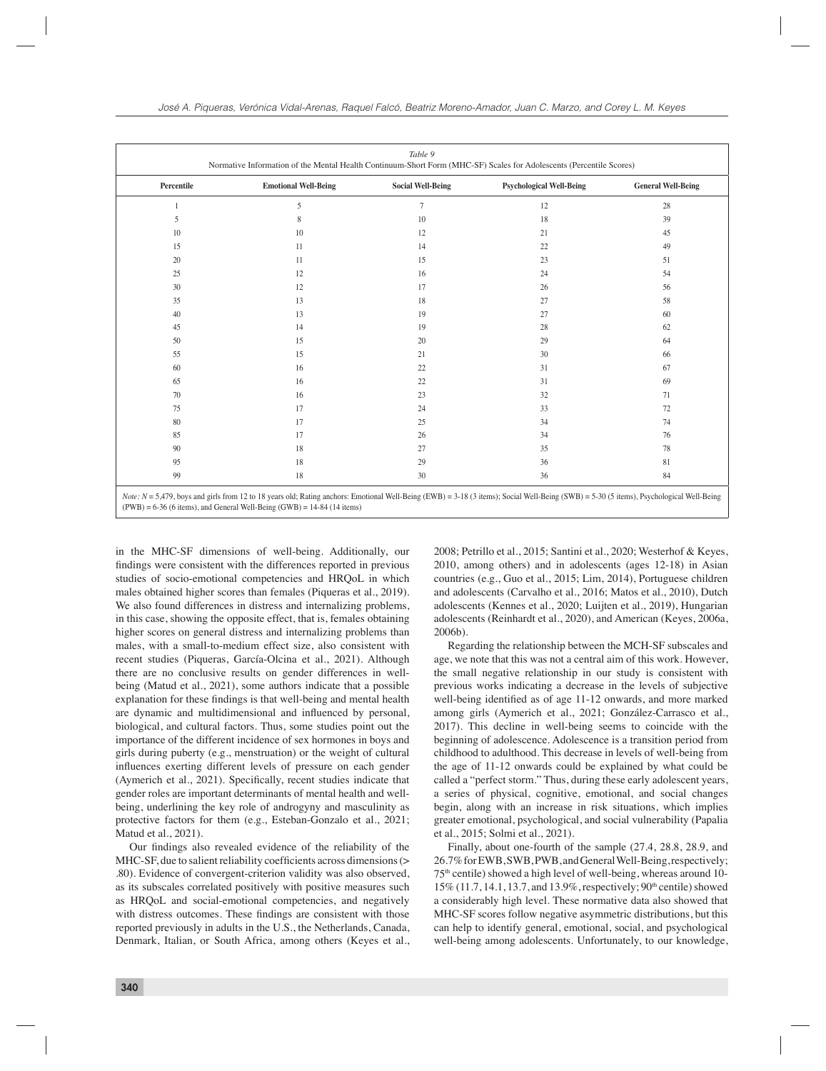*Table 9*
Normative Information of the Mental Health Continuum-Short Form (MHC-SF) Scales for Adolescents (Percentile Scores)

| Percentile | Emotional Well-Being | Social Well-Being | Psychological Well-Being | General Well-Being |
|---|---|---|---|---|
| 1 | 5 | 7 | 12 | 28 |
| 5 | 8 | 10 | 18 | 39 |
| 10 | 10 | 12 | 21 | 45 |
| 15 | 11 | 14 | 22 | 49 |
| 20 | 11 | 15 | 23 | 51 |
| 25 | 12 | 16 | 24 | 54 |
| 30 | 12 | 17 | 26 | 56 |
| 35 | 13 | 18 | 27 | 58 |
| 40 | 13 | 19 | 27 | 60 |
| 45 | 14 | 19 | 28 | 62 |
| 50 | 15 | 20 | 29 | 64 |
| 55 | 15 | 21 | 30 | 66 |
| 60 | 16 | 22 | 31 | 67 |
| 65 | 16 | 22 | 31 | 69 |
| 70 | 16 | 23 | 32 | 71 |
| 75 | 17 | 24 | 33 | 72 |
| 80 | 17 | 25 | 34 | 74 |
| 85 | 17 | 26 | 34 | 76 |
| 90 | 18 | 27 | 35 | 78 |
| 95 | 18 | 29 | 36 | 81 |
| 99 | 18 | 30 | 36 | 84 |

*Note:* $N$ = 5,479, boys and girls from 12 to 18 years old; Rating anchors: Emotional Well-Being (EWB) = 3-18 (3 items); Social Well-Being (SWB) = 5-30 (5 items), Psychological Well-Being (PWB) = 6-36 (6 items), and General Well-Being (GWB) = 14-84 (14 items)

in the MHC-SF dimensions of well-being. Additionally, our findings were consistent with the differences reported in previous studies of socio-emotional competencies and HRQoL in which males obtained higher scores than females (Piqueras et al., 2019). We also found differences in distress and internalizing problems, in this case, showing the opposite effect, that is, females obtaining higher scores on general distress and internalizing problems than males, with a small-to-medium effect size, also consistent with recent studies (Piqueras, García-Olcina et al., 2021). Although there are no conclusive results on gender differences in well-being (Matud et al., 2021), some authors indicate that a possible explanation for these findings is that well-being and mental health are dynamic and multidimensional and influenced by personal, biological, and cultural factors. Thus, some studies point out the importance of the different incidence of sex hormones in boys and girls during puberty (e.g., menstruation) or the weight of cultural influences exerting different levels of pressure on each gender (Aymerich et al., 2021). Specifically, recent studies indicate that gender roles are important determinants of mental health and well-being, underlining the key role of androgyny and masculinity as protective factors for them (e.g., Esteban-Gonzalo et al., 2021; Matud et al., 2021).

Our findings also revealed evidence of the reliability of the MHC-SF, due to salient reliability coefficients across dimensions (> .80). Evidence of convergent-criterion validity was also observed, as its subscales correlated positively with positive measures such as HRQoL and social-emotional competencies, and negatively with distress outcomes. These findings are consistent with those reported previously in adults in the U.S., the Netherlands, Canada, Denmark, Italian, or South Africa, among others (Keyes et al., 2008; Petrillo et al., 2015; Santini et al., 2020; Westerhof & Keyes, 2010, among others) and in adolescents (ages 12-18) in Asian countries (e.g., Guo et al., 2015; Lim, 2014), Portuguese children and adolescents (Carvalho et al., 2016; Matos et al., 2010), Dutch adolescents (Kennes et al., 2020; Luijten et al., 2019), Hungarian adolescents (Reinhardt et al., 2020), and American (Keyes, 2006a, 2006b).

Regarding the relationship between the MCH-SF subscales and age, we note that this was not a central aim of this work. However, the small negative relationship in our study is consistent with previous works indicating a decrease in the levels of subjective well-being identified as of age 11-12 onwards, and more marked among girls (Aymerich et al., 2021; González-Carrasco et al., 2017). This decline in well-being seems to coincide with the beginning of adolescence. Adolescence is a transition period from childhood to adulthood. This decrease in levels of well-being from the age of 11-12 onwards could be explained by what could be called a "perfect storm." Thus, during these early adolescent years, a series of physical, cognitive, emotional, and social changes begin, along with an increase in risk situations, which implies greater emotional, psychological, and social vulnerability (Papalia et al., 2015; Solmi et al., 2021).

Finally, about one-fourth of the sample (27.4, 28.8, 28.9, and 26.7% for EWB, SWB, PWB, and General Well-Being, respectively; 75th centile) showed a high level of well-being, whereas around 10-15% (11.7, 14.1, 13.7, and 13.9%, respectively; 90th centile) showed a considerably high level. These normative data also showed that MHC-SF scores follow negative asymmetric distributions, but this can help to identify general, emotional, social, and psychological well-being among adolescents. Unfortunately, to our knowledge,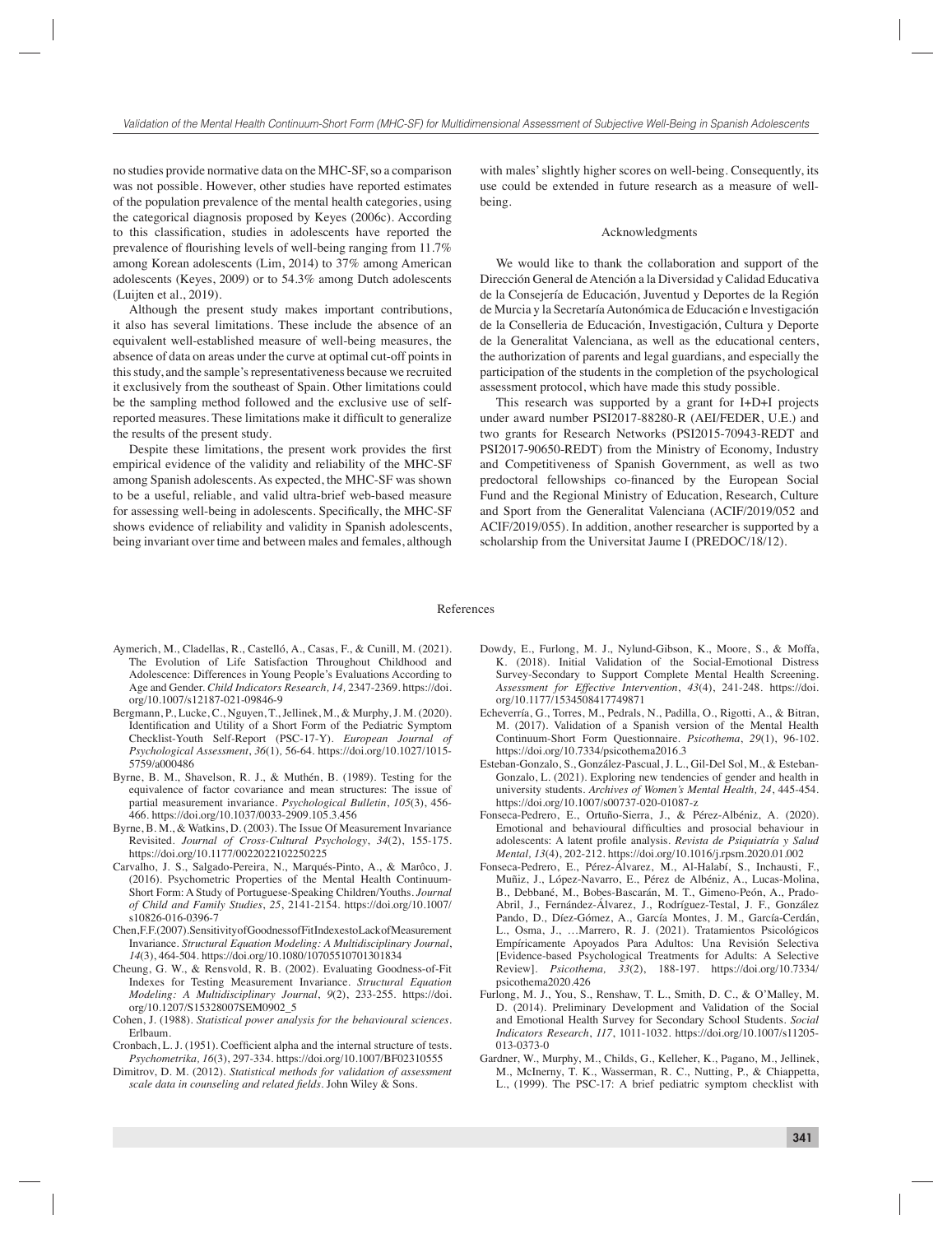no studies provide normative data on the MHC-SF, so a comparison was not possible. However, other studies have reported estimates of the population prevalence of the mental health categories, using the categorical diagnosis proposed by Keyes (2006c). According to this classification, studies in adolescents have reported the prevalence of flourishing levels of well-being ranging from 11.7% among Korean adolescents (Lim, 2014) to 37% among American adolescents (Keyes, 2009) or to 54.3% among Dutch adolescents (Luijten et al., 2019).

Although the present study makes important contributions, it also has several limitations. These include the absence of an equivalent well-established measure of well-being measures, the absence of data on areas under the curve at optimal cut-off points in this study, and the sample's representativeness because we recruited it exclusively from the southeast of Spain. Other limitations could be the sampling method followed and the exclusive use of self-reported measures. These limitations make it difficult to generalize the results of the present study.

Despite these limitations, the present work provides the first empirical evidence of the validity and reliability of the MHC-SF among Spanish adolescents. As expected, the MHC-SF was shown to be a useful, reliable, and valid ultra-brief web-based measure for assessing well-being in adolescents. Specifically, the MHC-SF shows evidence of reliability and validity in Spanish adolescents, being invariant over time and between males and females, although with males' slightly higher scores on well-being. Consequently, its use could be extended in future research as a measure of well-being.

## Acknowledgments

We would like to thank the collaboration and support of the Dirección General de Atención a la Diversidad y Calidad Educativa de la Consejería de Educación, Juventud y Deportes de la Región de Murcia y la Secretaría Autonómica de Educación e Investigación de la Conselleria de Educación, Investigación, Cultura y Deporte de la Generalitat Valenciana, as well as the educational centers, the authorization of parents and legal guardians, and especially the participation of the students in the completion of the psychological assessment protocol, which have made this study possible.

This research was supported by a grant for I+D+I projects under award number PSI2017-88280-R (AEI/FEDER, U.E.) and two grants for Research Networks (PSI2015-70943-REDT and PSI2017-90650-REDT) from the Ministry of Economy, Industry and Competitiveness of Spanish Government, as well as two predoctoral fellowships co-financed by the European Social Fund and the Regional Ministry of Education, Research, Culture and Sport from the Generalitat Valenciana (ACIF/2019/052 and ACIF/2019/055). In addition, another researcher is supported by a scholarship from the Universitat Jaume I (PREDOC/18/12).

## References

Aymerich, M., Cladellas, R., Castelló, A., Casas, F., & Cunill, M. (2021). The Evolution of Life Satisfaction Throughout Childhood and Adolescence: Differences in Young People's Evaluations According to Age and Gender. *Child Indicators Research, 14,* 2347-2369. https://doi.org/10.1007/s12187-021-09846-9

Bergmann, P., Lucke, C., Nguyen, T., Jellinek, M., & Murphy, J. M. (2020). Identification and Utility of a Short Form of the Pediatric Symptom Checklist-Youth Self-Report (PSC-17-Y). *European Journal of Psychological Assessment*, *36*(1), 56-64. https://doi.org/10.1027/1015-5759/a000486

Byrne, B. M., Shavelson, R. J., & Muthén, B. (1989). Testing for the equivalence of factor covariance and mean structures: The issue of partial measurement invariance. *Psychological Bulletin*, *105*(3), 456-466. https://doi.org/10.1037/0033-2909.105.3.456

Byrne, B. M., & Watkins, D. (2003). The Issue Of Measurement Invariance Revisited. *Journal of Cross-Cultural Psychology*, *34*(2), 155-175. https://doi.org/10.1177/0022022102250225

Carvalho, J. S., Salgado-Pereira, N., Marqués-Pinto, A., & Marôco, J. (2016). Psychometric Properties of the Mental Health Continuum-Short Form: A Study of Portuguese-Speaking Children/Youths. *Journal of Child and Family Studies*, *25*, 2141-2154. https://doi.org/10.1007/s10826-016-0396-7

Chen, F.F. (2007). Sensitivity of Goodness of Fit Indexes to Lack of Measurement Invariance. *Structural Equation Modeling: A Multidisciplinary Journal*, *14*(3), 464-504. https://doi.org/10.1080/10705510701301834

Cheung, G. W., & Rensvold, R. B. (2002). Evaluating Goodness-of-Fit Indexes for Testing Measurement Invariance. *Structural Equation Modeling: A Multidisciplinary Journal*, *9*(2), 233-255. https://doi.org/10.1207/S15328007SEM0902_5

Cohen, J. (1988). *Statistical power analysis for the behavioural sciences*. Erlbaum.

Cronbach, L. J. (1951). Coefficient alpha and the internal structure of tests. *Psychometrika, 16*(3), 297-334. https://doi.org/10.1007/BF02310555

Dimitrov, D. M. (2012). *Statistical methods for validation of assessment scale data in counseling and related fields*. John Wiley & Sons.

Dowdy, E., Furlong, M. J., Nylund-Gibson, K., Moore, S., & Moffa, K. (2018). Initial Validation of the Social-Emotional Distress Survey-Secondary to Support Complete Mental Health Screening. *Assessment for Effective Intervention*, *43*(4), 241-248. https://doi.org/10.1177/1534508417749871

Echeverría, G., Torres, M., Pedrals, N., Padilla, O., Rigotti, A., & Bitran, M. (2017). Validation of a Spanish version of the Mental Health Continuum-Short Form Questionnaire. *Psicothema*, *29*(1), 96-102. https://doi.org/10.7334/psicothema2016.3

Esteban-Gonzalo, S., González-Pascual, J. L., Gil-Del Sol, M., & Esteban-Gonzalo, L. (2021). Exploring new tendencies of gender and health in university students. *Archives of Women's Mental Health, 24*, 445-454. https://doi.org/10.1007/s00737-020-01087-z

Fonseca-Pedrero, E., Ortuño-Sierra, J., & Pérez-Albéniz, A. (2020). Emotional and behavioural difficulties and prosocial behaviour in adolescents: A latent profile analysis. *Revista de Psiquiatría y Salud Mental, 13*(4), 202-212. https://doi.org/10.1016/j.rpsm.2020.01.002

Fonseca-Pedrero, E., Pérez-Álvarez, M., Al-Halabí, S., Inchausti, F., Muñiz, J., López-Navarro, E., Pérez de Albéniz, A., Lucas-Molina, B., Debbané, M., Bobes-Bascarán, M. T., Gimeno-Peón, A., Prado-Abril, J., Fernández-Álvarez, J., Rodríguez-Testal, J. F., González Pando, D., Díez-Gómez, A., García Montes, J. M., García-Cerdán, L., Osma, J., …Marrero, R. J. (2021). Tratamientos Psicológicos Empíricamente Apoyados Para Adultos: Una Revisión Selectiva [Evidence-based Psychological Treatments for Adults: A Selective Review]. *Psicothema, 33*(2), 188-197. https://doi.org/10.7334/psicothema2020.426

Furlong, M. J., You, S., Renshaw, T. L., Smith, D. C., & O'Malley, M. D. (2014). Preliminary Development and Validation of the Social and Emotional Health Survey for Secondary School Students. *Social Indicators Research*, *117*, 1011-1032. https://doi.org/10.1007/s11205-013-0373-0

Gardner, W., Murphy, M., Childs, G., Kelleher, K., Pagano, M., Jellinek, M., McInerny, T. K., Wasserman, R. C., Nutting, P., & Chiappetta, L., (1999). The PSC-17: A brief pediatric symptom checklist with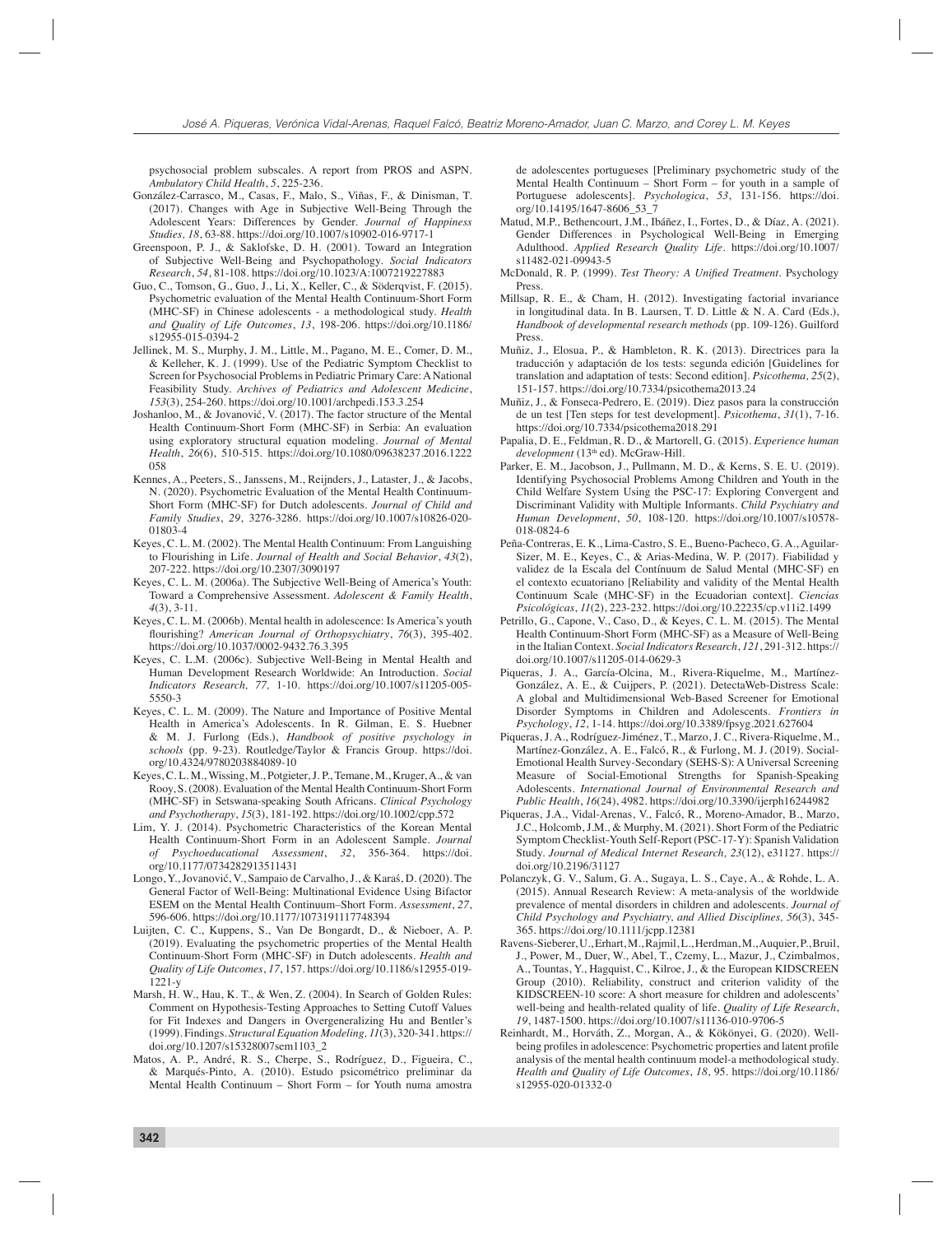psychosocial problem subscales. A report from PROS and ASPN. *Ambulatory Child Health*, *5*, 225-236.

González-Carrasco, M., Casas, F., Malo, S., Viñas, F., & Dinisman, T. (2017). Changes with Age in Subjective Well-Being Through the Adolescent Years: Differences by Gender. *Journal of Happiness Studies, 18*, 63-88. https://doi.org/10.1007/s10902-016-9717-1

Greenspoon, P. J., & Saklofske, D. H. (2001). Toward an Integration of Subjective Well-Being and Psychopathology. *Social Indicators Research*, *54*, 81-108. https://doi.org/10.1023/A:1007219227883

Guo, C., Tomson, G., Guo, J., Li, X., Keller, C., & Söderqvist, F. (2015). Psychometric evaluation of the Mental Health Continuum-Short Form (MHC-SF) in Chinese adolescents - a methodological study. *Health and Quality of Life Outcomes*, *13*, 198-206. https://doi.org/10.1186/s12955-015-0394-2

Jellinek, M. S., Murphy, J. M., Little, M., Pagano, M. E., Comer, D. M., & Kelleher, K. J. (1999). Use of the Pediatric Symptom Checklist to Screen for Psychosocial Problems in Pediatric Primary Care: A National Feasibility Study. *Archives of Pediatrics and Adolescent Medicine*, *153*(3), 254-260. https://doi.org/10.1001/archpedi.153.3.254

Joshanloo, M., & Jovanović, V. (2017). The factor structure of the Mental Health Continuum-Short Form (MHC-SF) in Serbia: An evaluation using exploratory structural equation modeling. *Journal of Mental Health*, *26*(6), 510-515. https://doi.org/10.1080/09638237.2016.1222058

Kennes, A., Peeters, S., Janssens, M., Reijnders, J., Lataster, J., & Jacobs, N. (2020). Psychometric Evaluation of the Mental Health Continuum-Short Form (MHC-SF) for Dutch adolescents. *Journal of Child and Family Studies*, *29*, 3276-3286. https://doi.org/10.1007/s10826-020-01803-4

Keyes, C. L. M. (2002). The Mental Health Continuum: From Languishing to Flourishing in Life. *Journal of Health and Social Behavior*, *43*(2), 207-222. https://doi.org/10.2307/3090197

Keyes, C. L. M. (2006a). The Subjective Well-Being of America's Youth: Toward a Comprehensive Assessment. *Adolescent & Family Health*, *4*(3), 3-11.

Keyes, C. L. M. (2006b). Mental health in adolescence: Is America's youth flourishing? *American Journal of Orthopsychiatry*, *76*(3), 395-402. https://doi.org/10.1037/0002-9432.76.3.395

Keyes, C. L.M. (2006c). Subjective Well-Being in Mental Health and Human Development Research Worldwide: An Introduction. *Social Indicators Research, 77,* 1-10. https://doi.org/10.1007/s11205-005-5550-3

Keyes, C. L. M. (2009). The Nature and Importance of Positive Mental Health in America's Adolescents. In R. Gilman, E. S. Huebner & M. J. Furlong (Eds.), *Handbook of positive psychology in schools* (pp. 9-23). Routledge/Taylor & Francis Group. https://doi.org/10.4324/9780203884089-10

Keyes, C. L. M., Wissing, M., Potgieter, J. P., Temane, M., Kruger, A., & van Rooy, S. (2008). Evaluation of the Mental Health Continuum-Short Form (MHC-SF) in Setswana-speaking South Africans. *Clinical Psychology and Psychotherapy*, *15*(3), 181-192. https://doi.org/10.1002/cpp.572

Lim, Y. J. (2014). Psychometric Characteristics of the Korean Mental Health Continuum-Short Form in an Adolescent Sample. *Journal of Psychoeducational Assessment*, *32*, 356-364. https://doi.org/10.1177/0734282913511431

Longo, Y., Jovanović, V., Sampaio de Carvalho, J., & Karaś, D. (2020). The General Factor of Well-Being: Multinational Evidence Using Bifactor ESEM on the Mental Health Continuum–Short Form. *Assessment*, *27*, 596-606. https://doi.org/10.1177/1073191117748394

Luijten, C. C., Kuppens, S., Van De Bongardt, D., & Nieboer, A. P. (2019). Evaluating the psychometric properties of the Mental Health Continuum-Short Form (MHC-SF) in Dutch adolescents. *Health and Quality of Life Outcomes*, *17*, 157. https://doi.org/10.1186/s12955-019-1221-y

Marsh, H. W., Hau, K. T., & Wen, Z. (2004). In Search of Golden Rules: Comment on Hypothesis-Testing Approaches to Setting Cutoff Values for Fit Indexes and Dangers in Overgeneralizing Hu and Bentler's (1999). Findings. *Structural Equation Modeling, 11*(3), 320-341. https://doi.org/10.1207/s15328007sem1103_2

Matos, A. P., André, R. S., Cherpe, S., Rodríguez, D., Figueira, C., & Marqués-Pinto, A. (2010). Estudo psicométrico preliminar da Mental Health Continuum – Short Form – for Youth numa amostra de adolescentes portugueses [Preliminary psychometric study of the Mental Health Continuum – Short Form – for youth in a sample of Portuguese adolescents]. *Psychologica*, *53*, 131-156. https://doi.org/10.14195/1647-8606_53_7

Matud, M.P., Bethencourt, J.M., Ibáñez, I., Fortes, D., & Díaz, A. (2021). Gender Differences in Psychological Well-Being in Emerging Adulthood. *Applied Research Quality Life*. https://doi.org/10.1007/s11482-021-09943-5

McDonald, R. P. (1999). *Test Theory: A Unified Treatment*. Psychology Press.

Millsap, R. E., & Cham, H. (2012). Investigating factorial invariance in longitudinal data. In B. Laursen, T. D. Little & N. A. Card (Eds.), *Handbook of developmental research methods* (pp. 109-126). Guilford Press.

Muñiz, J., Elosua, P., & Hambleton, R. K. (2013). Directrices para la traducción y adaptación de los tests: segunda edición [Guidelines for translation and adaptation of tests: Second edition]. *Psicothema, 25*(2), 151-157. https://doi.org/10.7334/psicothema2013.24

Muñiz, J., & Fonseca-Pedrero, E. (2019). Diez pasos para la construcción de un test [Ten steps for test development]. *Psicothema*, *31*(1), 7-16. https://doi.org/10.7334/psicothema2018.291

Papalia, D. E., Feldman, R. D., & Martorell, G. (2015). *Experience human development* (13th ed). McGraw-Hill.

Parker, E. M., Jacobson, J., Pullmann, M. D., & Kerns, S. E. U. (2019). Identifying Psychosocial Problems Among Children and Youth in the Child Welfare System Using the PSC-17: Exploring Convergent and Discriminant Validity with Multiple Informants. *Child Psychiatry and Human Development*, *50*, 108-120. https://doi.org/10.1007/s10578-018-0824-6

Peña-Contreras, E. K., Lima-Castro, S. E., Bueno-Pacheco, G. A., Aguilar-Sizer, M. E., Keyes, C., & Arias-Medina, W. P. (2017). Fiabilidad y validez de la Escala del Contínuum de Salud Mental (MHC-SF) en el contexto ecuatoriano [Reliability and validity of the Mental Health Continuum Scale (MHC-SF) in the Ecuadorian context]. *Ciencias Psicológicas*, *11*(2), 223-232. https://doi.org/10.22235/cp.v11i2.1499

Petrillo, G., Capone, V., Caso, D., & Keyes, C. L. M. (2015). The Mental Health Continuum-Short Form (MHC-SF) as a Measure of Well-Being in the Italian Context. *Social Indicators Research*, *121*, 291-312. https://doi.org/10.1007/s11205-014-0629-3

Piqueras, J. A., García-Olcina, M., Rivera-Riquelme, M., Martínez-González, A. E., & Cuijpers, P. (2021). DetectaWeb-Distress Scale: A global and Multidimensional Web-Based Screener for Emotional Disorder Symptoms in Children and Adolescents. *Frontiers in Psychology*, *12*, 1-14. https://doi.org/10.3389/fpsyg.2021.627604

Piqueras, J. A., Rodríguez-Jiménez, T., Marzo, J. C., Rivera-Riquelme, M., Martínez-González, A. E., Falcó, R., & Furlong, M. J. (2019). Social-Emotional Health Survey-Secondary (SEHS-S): A Universal Screening Measure of Social-Emotional Strengths for Spanish-Speaking Adolescents. *International Journal of Environmental Research and Public Health*, *16*(24), 4982. https://doi.org/10.3390/ijerph16244982

Piqueras, J.A., Vidal-Arenas, V., Falcó, R., Moreno-Amador, B., Marzo, J.C., Holcomb, J.M., & Murphy, M. (2021). Short Form of the Pediatric Symptom Checklist-Youth Self-Report (PSC-17-Y): Spanish Validation Study. *Journal of Medical Internet Research, 23*(12), e31127. https://doi.org/10.2196/31127

Polanczyk, G. V., Salum, G. A., Sugaya, L. S., Caye, A., & Rohde, L. A. (2015). Annual Research Review: A meta-analysis of the worldwide prevalence of mental disorders in children and adolescents. *Journal of Child Psychology and Psychiatry, and Allied Disciplines, 56*(3), 345-365. https://doi.org/10.1111/jcpp.12381

Ravens-Sieberer, U., Erhart, M., Rajmil, L., Herdman, M., Auquier, P., Bruil, J., Power, M., Duer, W., Abel, T., Czemy, L., Mazur, J., Czimbalmos, A., Tountas, Y., Hagquist, C., Kilroe, J., & the European KIDSCREEN Group (2010). Reliability, construct and criterion validity of the KIDSCREEN-10 score: A short measure for children and adolescents' well-being and health-related quality of life. *Quality of Life Research*, *19*, 1487-1500. https://doi.org/10.1007/s11136-010-9706-5

Reinhardt, M., Horváth, Z., Morgan, A., & Kökönyei, G. (2020). Well-being profiles in adolescence: Psychometric properties and latent profile analysis of the mental health continuum model-a methodological study. *Health and Quality of Life Outcomes*, *18*, 95. https://doi.org/10.1186/s12955-020-01332-0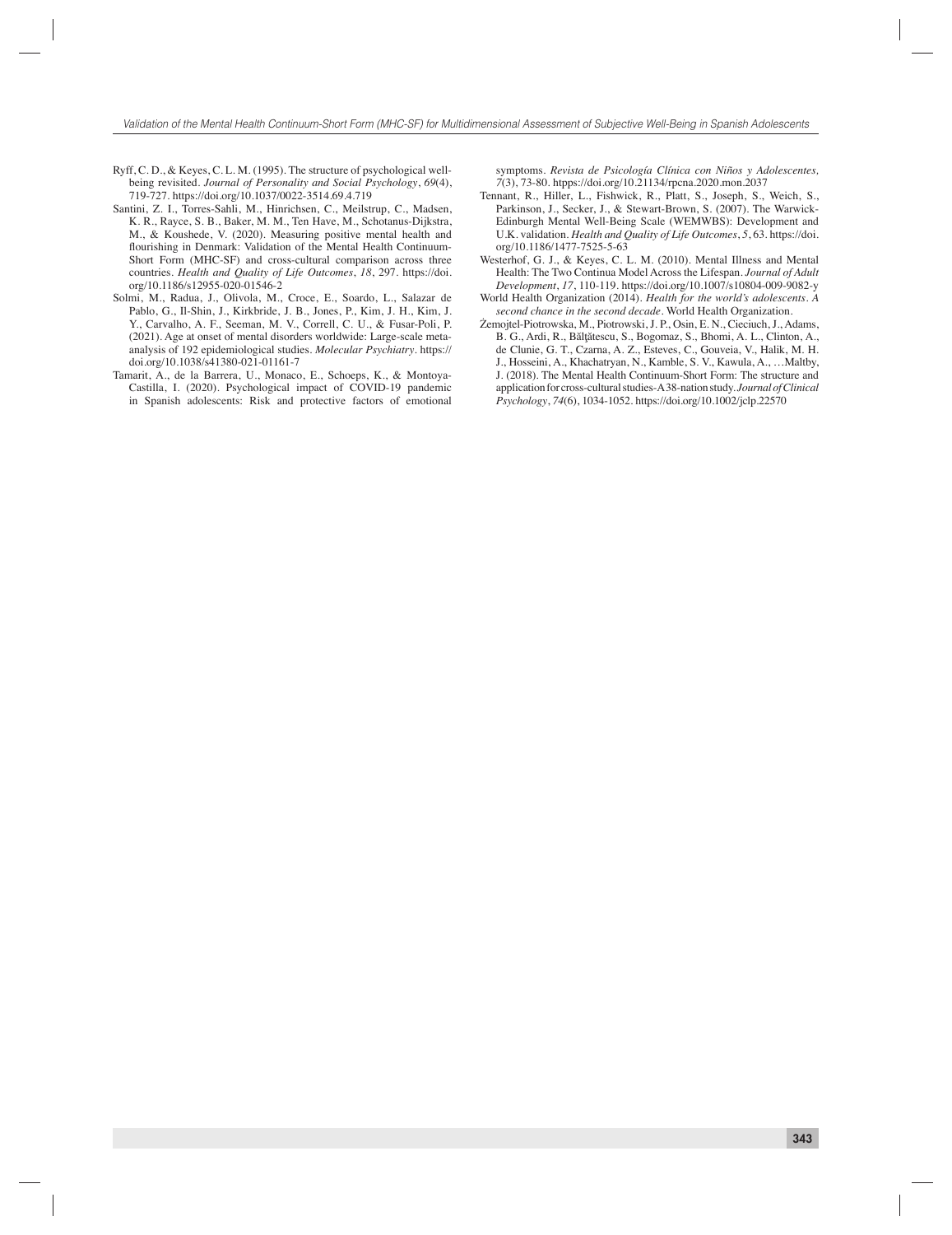Ryff, C. D., & Keyes, C. L. M. (1995). The structure of psychological well-being revisited. *Journal of Personality and Social Psychology*, *69*(4), 719-727. https://doi.org/10.1037/0022-3514.69.4.719

Santini, Z. I., Torres-Sahli, M., Hinrichsen, C., Meilstrup, C., Madsen, K. R., Rayce, S. B., Baker, M. M., Ten Have, M., Schotanus-Dijkstra, M., & Koushede, V. (2020). Measuring positive mental health and flourishing in Denmark: Validation of the Mental Health Continuum-Short Form (MHC-SF) and cross-cultural comparison across three countries. *Health and Quality of Life Outcomes*, *18*, 297. https://doi.org/10.1186/s12955-020-01546-2

Solmi, M., Radua, J., Olivola, M., Croce, E., Soardo, L., Salazar de Pablo, G., Il-Shin, J., Kirkbride, J. B., Jones, P., Kim, J. H., Kim, J. Y., Carvalho, A. F., Seeman, M. V., Correll, C. U., & Fusar-Poli, P. (2021). Age at onset of mental disorders worldwide: Large-scale meta-analysis of 192 epidemiological studies. *Molecular Psychiatry*. https://doi.org/10.1038/s41380-021-01161-7

Tamarit, A., de la Barrera, U., Monaco, E., Schoeps, K., & Montoya-Castilla, I. (2020). Psychological impact of COVID-19 pandemic in Spanish adolescents: Risk and protective factors of emotional symptoms. *Revista de Psicología Clínica con Niños y Adolescentes, 7*(3), 73-80. https://doi.org/10.21134/rpcna.2020.mon.2037

Tennant, R., Hiller, L., Fishwick, R., Platt, S., Joseph, S., Weich, S., Parkinson, J., Secker, J., & Stewart-Brown, S. (2007). The Warwick-Edinburgh Mental Well-Being Scale (WEMWBS): Development and U.K. validation. *Health and Quality of Life Outcomes*, *5*, 63. https://doi.org/10.1186/1477-7525-5-63

Westerhof, G. J., & Keyes, C. L. M. (2010). Mental Illness and Mental Health: The Two Continua Model Across the Lifespan. *Journal of Adult Development*, *17*, 110-119. https://doi.org/10.1007/s10804-009-9082-y

World Health Organization (2014). *Health for the world's adolescents. A second chance in the second decade*. World Health Organization.

Żemojtel-Piotrowska, M., Piotrowski, J. P., Osin, E. N., Cieciuch, J., Adams, B. G., Ardi, R., Bălţătescu, S., Bogomaz, S., Bhomi, A. L., Clinton, A., de Clunie, G. T., Czarna, A. Z., Esteves, C., Gouveia, V., Halik, M. H. J., Hosseini, A., Khachatryan, N., Kamble, S. V., Kawula, A., …Maltby, J. (2018). The Mental Health Continuum-Short Form: The structure and application for cross-cultural studies-A 38-nation study. *Journal of Clinical Psychology*, *74*(6), 1034-1052. https://doi.org/10.1002/jclp.22570